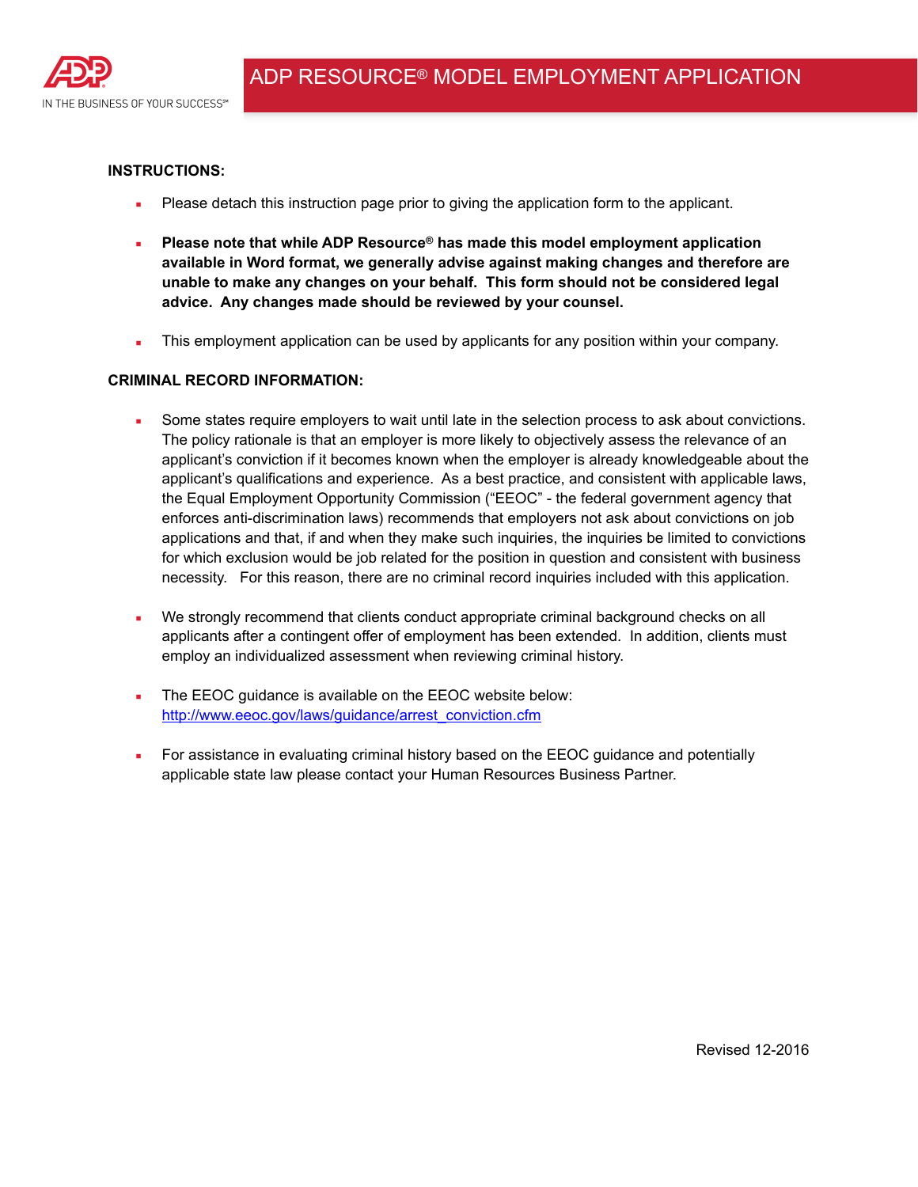# ADP RESOURCE® MODEL EMPLOYMENT APPLICATION

**INSTRUCTIONS:**

- Please detach this instruction page prior to giving the application form to the applicant.
- **Please note that while ADP Resource® has made this model employment application available in Word format, we generally advise against making changes and therefore are unable to make any changes on your behalf. This form should not be considered legal advice. Any changes made should be reviewed by your counsel.**
- This employment application can be used by applicants for any position within your company.

**CRIMINAL RECORD INFORMATION:**

- Some states require employers to wait until late in the selection process to ask about convictions. The policy rationale is that an employer is more likely to objectively assess the relevance of an applicant's conviction if it becomes known when the employer is already knowledgeable about the applicant's qualifications and experience. As a best practice, and consistent with applicable laws, the Equal Employment Opportunity Commission ("EEOC" - the federal government agency that enforces anti-discrimination laws) recommends that employers not ask about convictions on job applications and that, if and when they make such inquiries, the inquiries be limited to convictions for which exclusion would be job related for the position in question and consistent with business necessity. For this reason, there are no criminal record inquiries included with this application.
- We strongly recommend that clients conduct appropriate criminal background checks on all applicants after a contingent offer of employment has been extended. In addition, clients must employ an individualized assessment when reviewing criminal history.
- The EEOC guidance is available on the EEOC website below: http://www.eeoc.gov/laws/guidance/arrest_conviction.cfm
- For assistance in evaluating criminal history based on the EEOC guidance and potentially applicable state law please contact your Human Resources Business Partner.

Revised 12-2016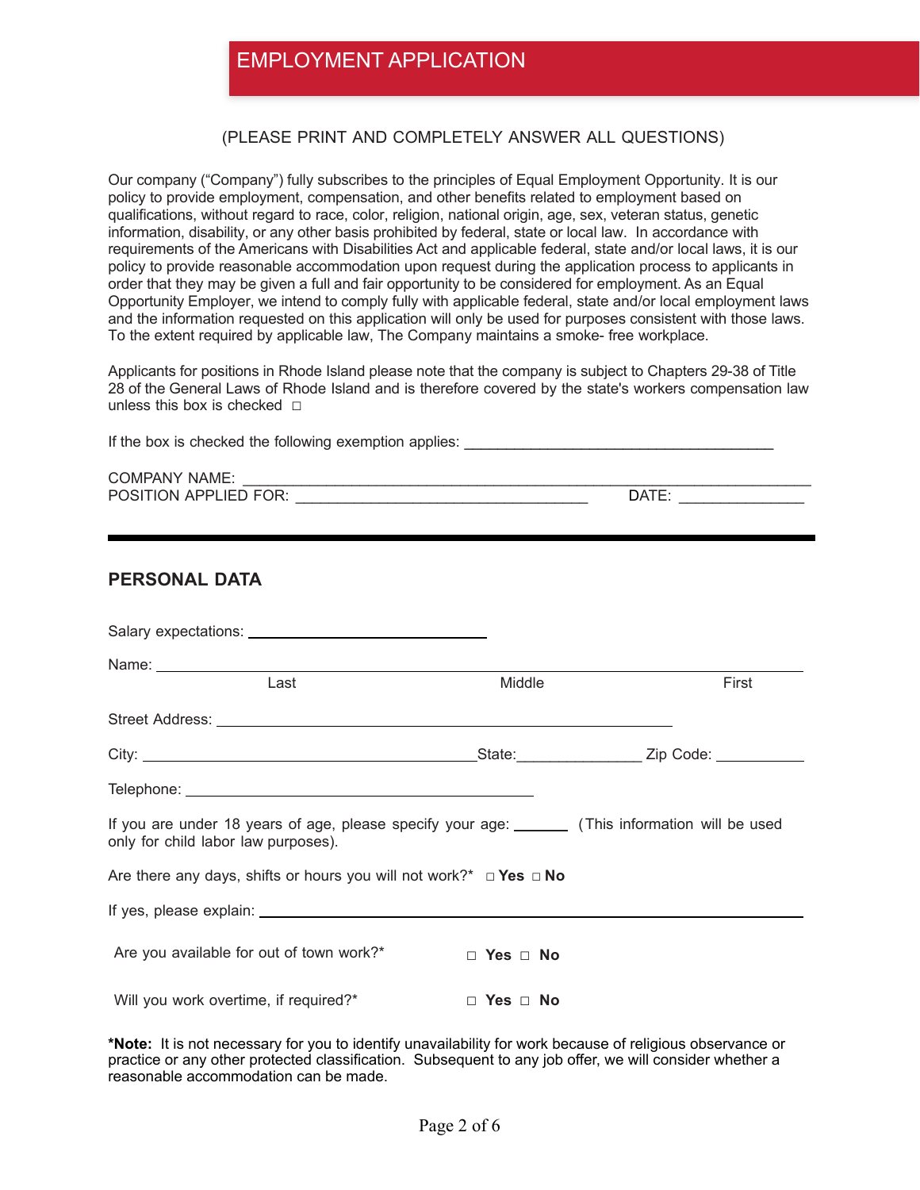# EMPLOYMENT APPLICATION

(PLEASE PRINT AND COMPLETELY ANSWER ALL QUESTIONS)

Our company ("Company") fully subscribes to the principles of Equal Employment Opportunity. It is our policy to provide employment, compensation, and other benefits related to employment based on qualifications, without regard to race, color, religion, national origin, age, sex, veteran status, genetic information, disability, or any other basis prohibited by federal, state or local law. In accordance with requirements of the Americans with Disabilities Act and applicable federal, state and/or local laws, it is our policy to provide reasonable accommodation upon request during the application process to applicants in order that they may be given a full and fair opportunity to be considered for employment. As an Equal Opportunity Employer, we intend to comply fully with applicable federal, state and/or local employment laws and the information requested on this application will only be used for purposes consistent with those laws. To the extent required by applicable law, The Company maintains a smoke- free workplace.

Applicants for positions in Rhode Island please note that the company is subject to Chapters 29-38 of Title 28 of the General Laws of Rhode Island and is therefore covered by the state's workers compensation law unless this box is checked □

If the box is checked the following exemption applies: ____________________________________

COMPANY NAME: ________________________________________________________________

POSITION APPLIED FOR: __________________________________ DATE: ______________

---

## PERSONAL DATA

Salary expectations: ____________________________

Name: ________________________________________________________________________
Last Middle First

Street Address: ______________________________________________________

City: ________________________________________ State:_______________ Zip Code: ___________

Telephone: __________________________________________

If you are under 18 years of age, please specify your age: _______ (This information will be used only for child labor law purposes).

Are there any days, shifts or hours you will not work?* □ **Yes** □ **No**

If yes, please explain: ________________________________________________________________

Are you available for out of town work?* □ **Yes** □ **No**

Will you work overtime, if required?* □ **Yes** □ **No**

**\*Note:** It is not necessary for you to identify unavailability for work because of religious observance or practice or any other protected classification. Subsequent to any job offer, we will consider whether a reasonable accommodation can be made.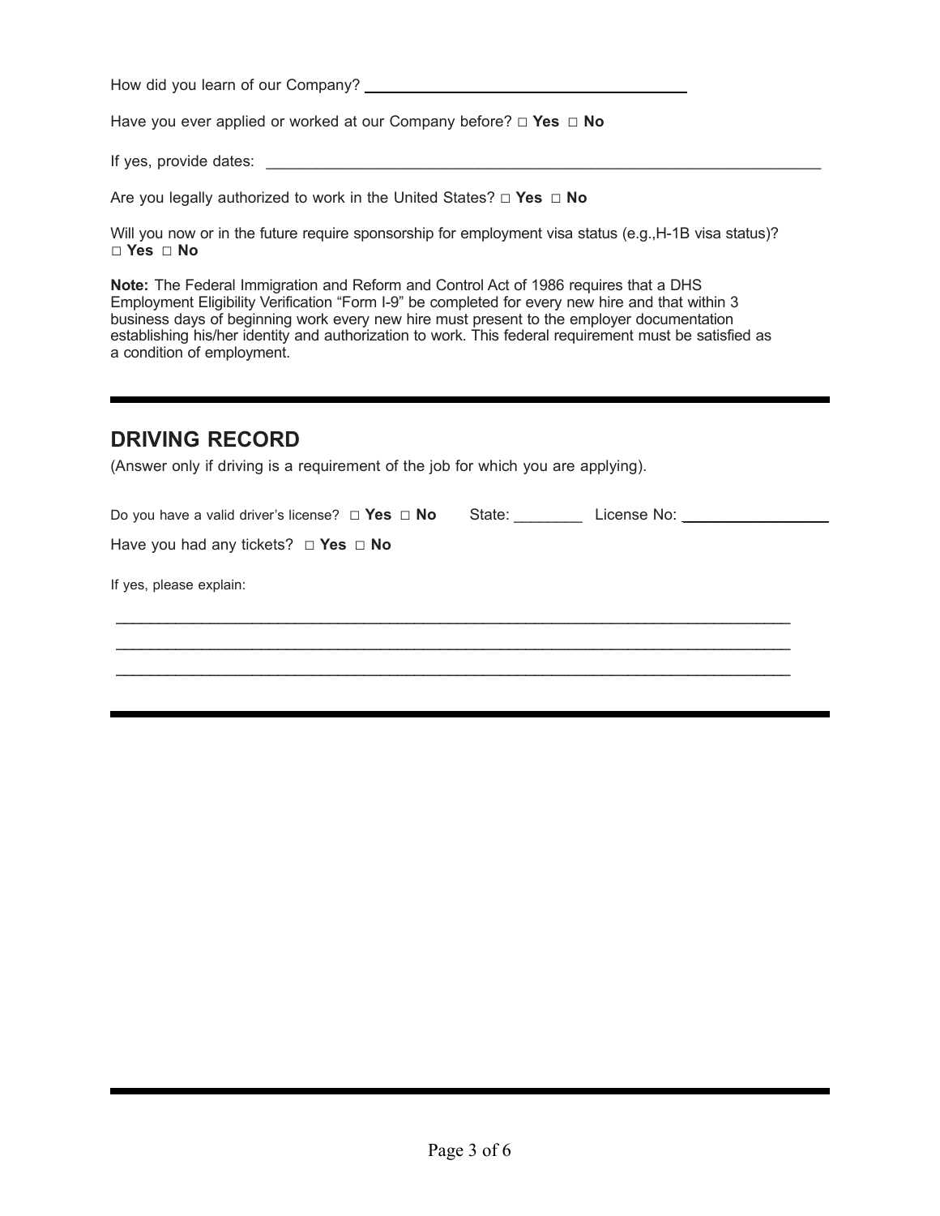How did you learn of our Company? ______________________________

Have you ever applied or worked at our Company before? □ **Yes** □ **No**

If yes, provide dates: ______________________________________________________________

Are you legally authorized to work in the United States? □ **Yes** □ **No**

Will you now or in the future require sponsorship for employment visa status (e.g.,H-1B visa status)?
□ **Yes** □ **No**

**Note:** The Federal Immigration and Reform and Control Act of 1986 requires that a DHS Employment Eligibility Verification "Form I-9" be completed for every new hire and that within 3 business days of beginning work every new hire must present to the employer documentation establishing his/her identity and authorization to work. This federal requirement must be satisfied as a condition of employment.

---

## DRIVING RECORD

(Answer only if driving is a requirement of the job for which you are applying).

Do you have a valid driver's license? □ **Yes** □ **No** State: ________ License No: ________________

Have you had any tickets? □ **Yes** □ **No**

If yes, please explain:

_______________________________________________________________________________

_______________________________________________________________________________

_______________________________________________________________________________

---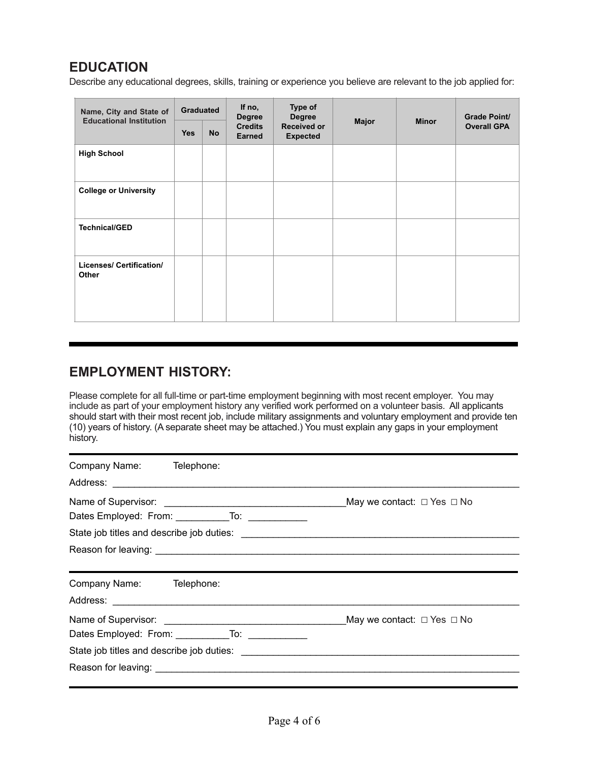## EDUCATION

Describe any educational degrees, skills, training or experience you believe are relevant to the job applied for:

| Name, City and State of Educational Institution | Graduated | | If no, Degree Credits Earned | Type of Degree Received or Expected | Major | Minor | Grade Point/ Overall GPA |
|---|---|---|---|---|---|---|---|
| | Yes | No | | | | | |
| **High School** | | | | | | | |
| **College or University** | | | | | | | |
| **Technical/GED** | | | | | | | |
| **Licenses/ Certification/ Other** | | | | | | | |

---

## EMPLOYMENT HISTORY:

Please complete for all full-time or part-time employment beginning with most recent employer. You may include as part of your employment history any verified work performed on a volunteer basis. All applicants should start with their most recent job, include military assignments and voluntary employment and provide ten (10) years of history. (A separate sheet may be attached.) You must explain any gaps in your employment history.

---

Company Name: Telephone:

Address: ______________________________________________________________________________

Name of Supervisor: __________________________________May we contact: □ Yes □ No

Dates Employed: From: __________To: ___________

State job titles and describe job duties: _____________________________________________________

Reason for leaving: ______________________________________________________________________

---

Company Name: Telephone:

Address: ______________________________________________________________________________

Name of Supervisor: __________________________________May we contact: □ Yes □ No

Dates Employed: From: __________To: ___________

State job titles and describe job duties: _____________________________________________________

Reason for leaving: ______________________________________________________________________

---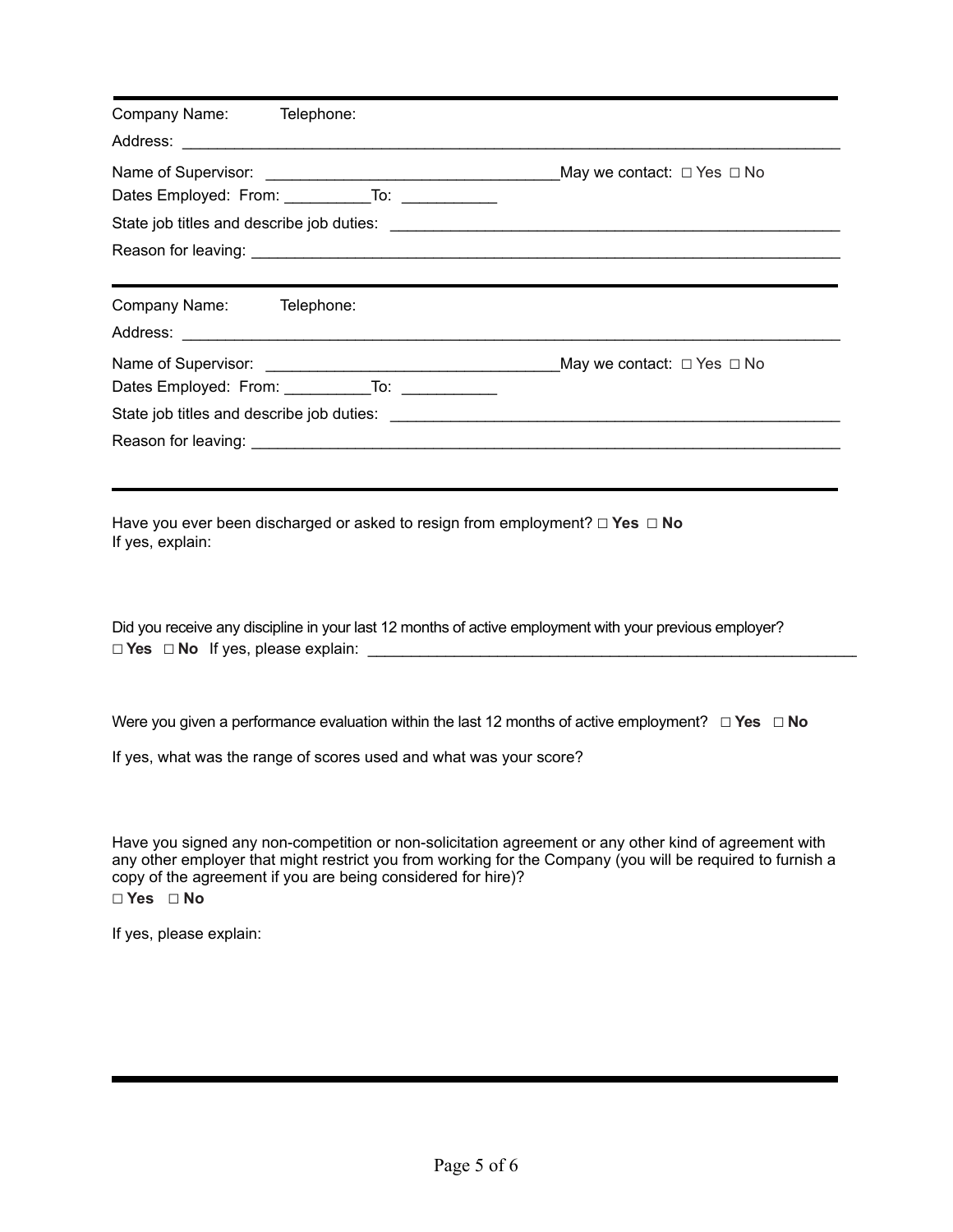---

Company Name: Telephone:

Address: ______________________________________________________________________________

Name of Supervisor: ________________________________ May we contact: □ Yes □ No

Dates Employed: From: __________ To: ___________

State job titles and describe job duties: ____________________________________________________

Reason for leaving: _______________________________________________________________________

---

Company Name: Telephone:

Address: ______________________________________________________________________________

Name of Supervisor: ________________________________ May we contact: □ Yes □ No

Dates Employed: From: __________ To: ___________

State job titles and describe job duties: ____________________________________________________

Reason for leaving: _______________________________________________________________________

---

Have you ever been discharged or asked to resign from employment? □ **Yes** □ **No**
If yes, explain:

Did you receive any discipline in your last 12 months of active employment with your previous employer?
□ **Yes** □ **No** If yes, please explain: ________________________________________________________

Were you given a performance evaluation within the last 12 months of active employment? □ **Yes** □ **No**

If yes, what was the range of scores used and what was your score?

Have you signed any non-competition or non-solicitation agreement or any other kind of agreement with any other employer that might restrict you from working for the Company (you will be required to furnish a copy of the agreement if you are being considered for hire)?
□ **Yes** □ **No**

If yes, please explain:

---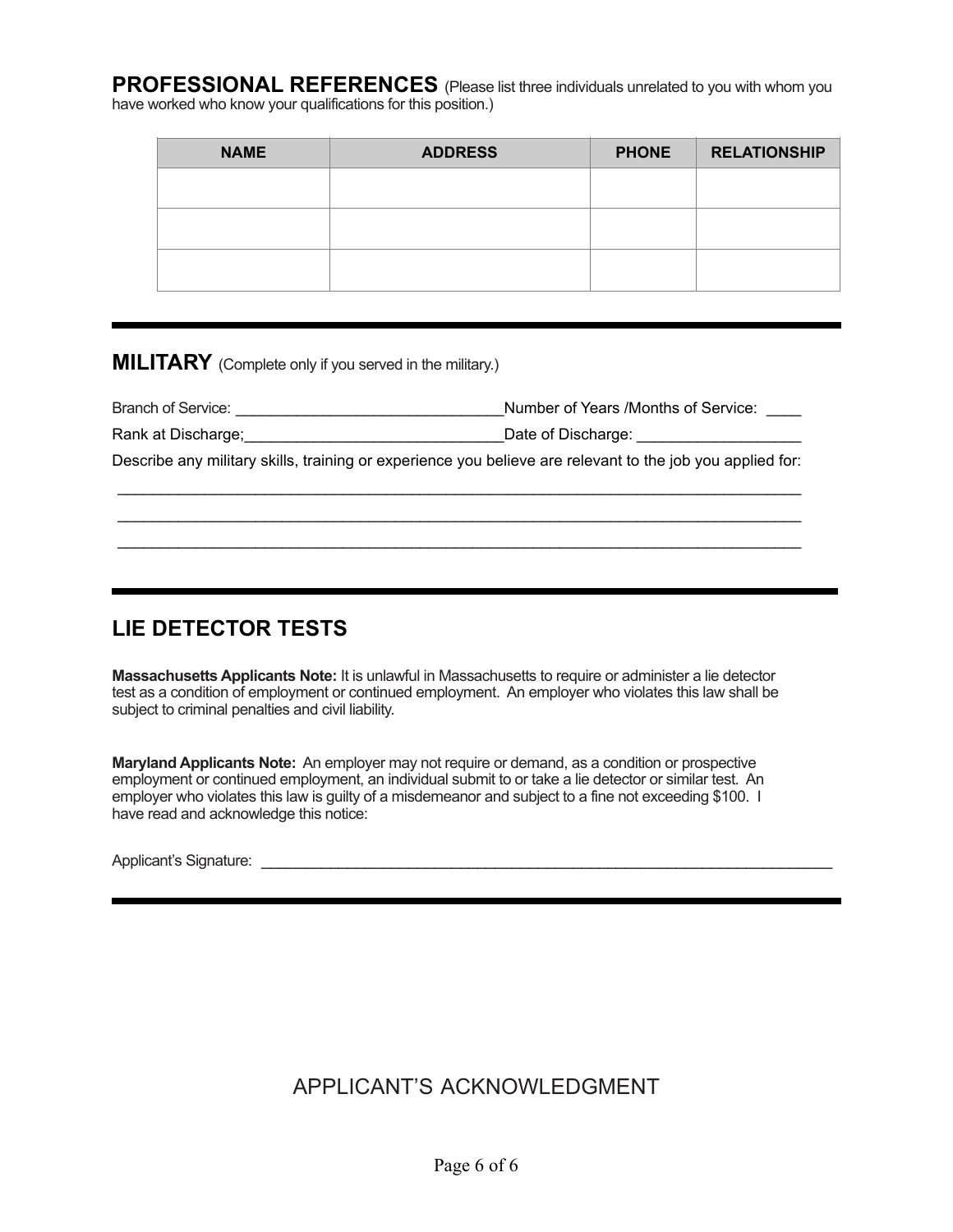## PROFESSIONAL REFERENCES

(Please list three individuals unrelated to you with whom you have worked who know your qualifications for this position.)

| NAME | ADDRESS | PHONE | RELATIONSHIP |
| --- | --- | --- | --- |
| | | | |
| | | | |
| | | | |

## MILITARY

(Complete only if you served in the military.)

Branch of Service: _______________________________Number of Years /Months of Service: ____

Rank at Discharge;______________________________Date of Discharge: __________________

Describe any military skills, training or experience you believe are relevant to the job you applied for:

________________________________________________________________________________

________________________________________________________________________________

________________________________________________________________________________

## LIE DETECTOR TESTS

**Massachusetts Applicants Note:** It is unlawful in Massachusetts to require or administer a lie detector test as a condition of employment or continued employment. An employer who violates this law shall be subject to criminal penalties and civil liability.

**Maryland Applicants Note:** An employer may not require or demand, as a condition or prospective employment or continued employment, an individual submit to or take a lie detector or similar test. An employer who violates this law is guilty of a misdemeanor and subject to a fine not exceeding $100. I have read and acknowledge this notice:

Applicant's Signature: ______________________________________________________________________

## APPLICANT'S ACKNOWLEDGMENT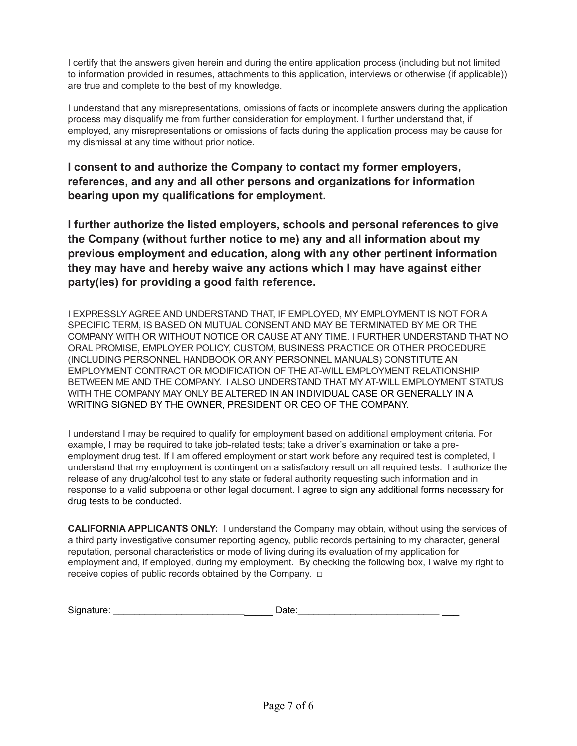I certify that the answers given herein and during the entire application process (including but not limited to information provided in resumes, attachments to this application, interviews or otherwise (if applicable)) are true and complete to the best of my knowledge.

I understand that any misrepresentations, omissions of facts or incomplete answers during the application process may disqualify me from further consideration for employment. I further understand that, if employed, any misrepresentations or omissions of facts during the application process may be cause for my dismissal at any time without prior notice.

**I consent to and authorize the Company to contact my former employers, references, and any and all other persons and organizations for information bearing upon my qualifications for employment.**

**I further authorize the listed employers, schools and personal references to give the Company (without further notice to me) any and all information about my previous employment and education, along with any other pertinent information they may have and hereby waive any actions which I may have against either party(ies) for providing a good faith reference.**

I EXPRESSLY AGREE AND UNDERSTAND THAT, IF EMPLOYED, MY EMPLOYMENT IS NOT FOR A SPECIFIC TERM, IS BASED ON MUTUAL CONSENT AND MAY BE TERMINATED BY ME OR THE COMPANY WITH OR WITHOUT NOTICE OR CAUSE AT ANY TIME. I FURTHER UNDERSTAND THAT NO ORAL PROMISE, EMPLOYER POLICY, CUSTOM, BUSINESS PRACTICE OR OTHER PROCEDURE (INCLUDING PERSONNEL HANDBOOK OR ANY PERSONNEL MANUALS) CONSTITUTE AN EMPLOYMENT CONTRACT OR MODIFICATION OF THE AT-WILL EMPLOYMENT RELATIONSHIP BETWEEN ME AND THE COMPANY. I ALSO UNDERSTAND THAT MY AT-WILL EMPLOYMENT STATUS WITH THE COMPANY MAY ONLY BE ALTERED IN AN INDIVIDUAL CASE OR GENERALLY IN A WRITING SIGNED BY THE OWNER, PRESIDENT OR CEO OF THE COMPANY.

I understand I may be required to qualify for employment based on additional employment criteria. For example, I may be required to take job-related tests; take a driver's examination or take a pre-employment drug test. If I am offered employment or start work before any required test is completed, I understand that my employment is contingent on a satisfactory result on all required tests. I authorize the release of any drug/alcohol test to any state or federal authority requesting such information and in response to a valid subpoena or other legal document. I agree to sign any additional forms necessary for drug tests to be conducted.

**CALIFORNIA APPLICANTS ONLY:** I understand the Company may obtain, without using the services of a third party investigative consumer reporting agency, public records pertaining to my character, general reputation, personal characteristics or mode of living during its evaluation of my application for employment and, if employed, during my employment. By checking the following box, I waive my right to receive copies of public records obtained by the Company. ☐

Signature: _______________________________ Date:_______________________________